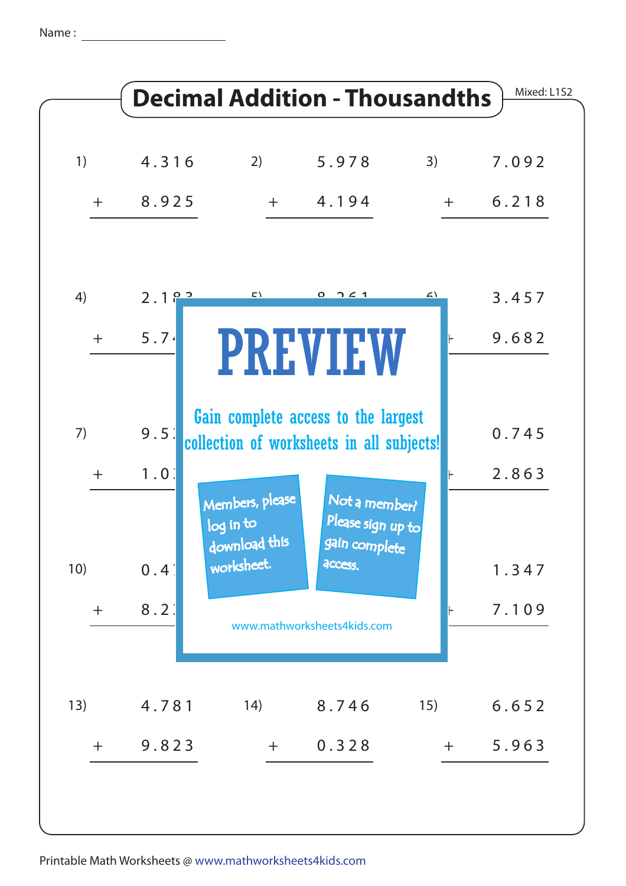Name : ____________________

# Decimal Addition - Thousandths

Mixed: L1S2

1) 4.316 + 8.925

2) 5.978 + 4.194

3) 7.092 + 6.218

4) 2.18… + 5.7…

5) 8.261 + …

6) 3.457 + 9.682

7) 9.5… + 1.0…

8) …

9) 0.745 + 2.863

10) 0.4… + 8.2…

11) …

12) 1.347 + 7.109

13) 4.781 + 9.823

14) 8.746 + 0.328

15) 6.652 + 5.963

PREVIEW

Gain complete access to the largest collection of worksheets in all subjects!

Members, please log in to download this worksheet.

Not a member? Please sign up to gain complete access.

www.mathworksheets4kids.com

Printable Math Worksheets @ www.mathworksheets4kids.com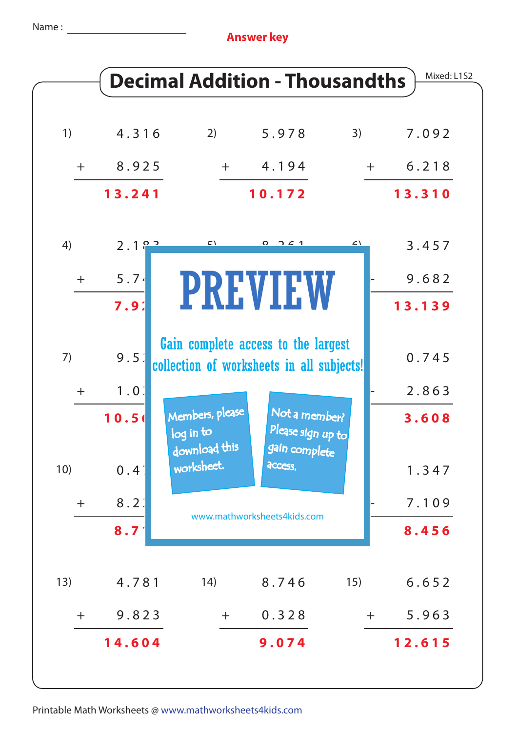Name : ____________________

**Answer key**

# Decimal Addition - Thousandths

Mixed: L1S2

1) $4.316 + 8.925 = $ **13.241**

2) $5.978 + 4.194 = $ **10.172**

3) $7.092 + 6.218 = $ **13.310**

4) $2.18\ldots + 5.7\ldots = $ **7.9…**

5) $8.261 + \ldots$

6) $3.457 + 9.682 = $ **13.139**

7) $9.5\ldots + 1.0\ldots = $ **10.5…**

9) $0.745 + 2.863 = $ **3.608**

10) $0.4\ldots + 8.2\ldots = $ **8.7…**

12) $1.347 + 7.109 = $ **8.456**

13) $4.781 + 9.823 = $ **14.604**

14) $8.746 + 0.328 = $ **9.074**

15) $6.652 + 5.963 = $ **12.615**

PREVIEW

Gain complete access to the largest collection of worksheets in all subjects!

Members, please log in to download this worksheet.

Not a member? Please sign up to gain complete access.

www.mathworksheets4kids.com

Printable Math Worksheets @ www.mathworksheets4kids.com